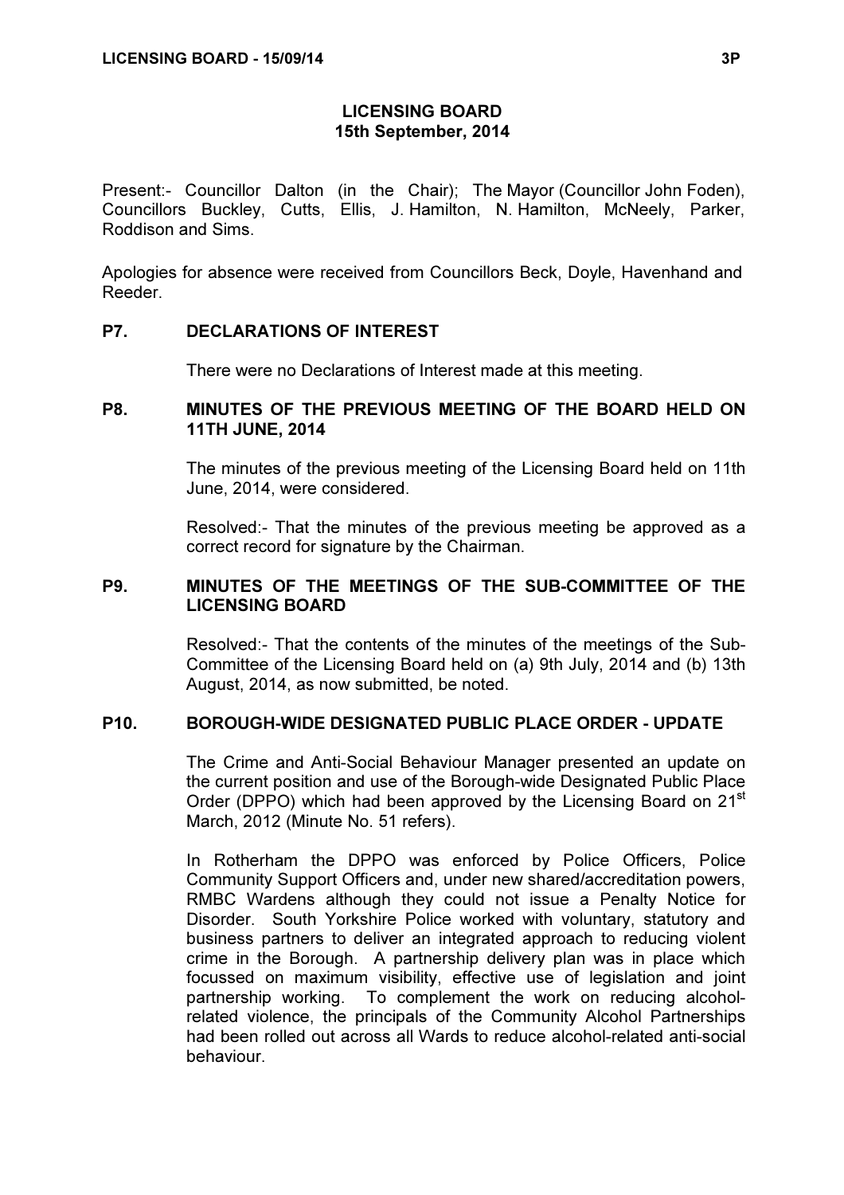# LICENSING BOARD
## 15th September, 2014

Present:- Councillor Dalton (in the Chair); The Mayor (Councillor John Foden), Councillors Buckley, Cutts, Ellis, J. Hamilton, N. Hamilton, McNeely, Parker, Roddison and Sims.

Apologies for absence were received from Councillors Beck, Doyle, Havenhand and Reeder.

### P7. DECLARATIONS OF INTEREST

There were no Declarations of Interest made at this meeting.

### P8. MINUTES OF THE PREVIOUS MEETING OF THE BOARD HELD ON 11TH JUNE, 2014

The minutes of the previous meeting of the Licensing Board held on 11th June, 2014, were considered.

Resolved:- That the minutes of the previous meeting be approved as a correct record for signature by the Chairman.

### P9. MINUTES OF THE MEETINGS OF THE SUB-COMMITTEE OF THE LICENSING BOARD

Resolved:- That the contents of the minutes of the meetings of the Sub-Committee of the Licensing Board held on (a) 9th July, 2014 and (b) 13th August, 2014, as now submitted, be noted.

### P10. BOROUGH-WIDE DESIGNATED PUBLIC PLACE ORDER - UPDATE

The Crime and Anti-Social Behaviour Manager presented an update on the current position and use of the Borough-wide Designated Public Place Order (DPPO) which had been approved by the Licensing Board on 21st March, 2012 (Minute No. 51 refers).

In Rotherham the DPPO was enforced by Police Officers, Police Community Support Officers and, under new shared/accreditation powers, RMBC Wardens although they could not issue a Penalty Notice for Disorder. South Yorkshire Police worked with voluntary, statutory and business partners to deliver an integrated approach to reducing violent crime in the Borough. A partnership delivery plan was in place which focussed on maximum visibility, effective use of legislation and joint partnership working. To complement the work on reducing alcohol-related violence, the principals of the Community Alcohol Partnerships had been rolled out across all Wards to reduce alcohol-related anti-social behaviour.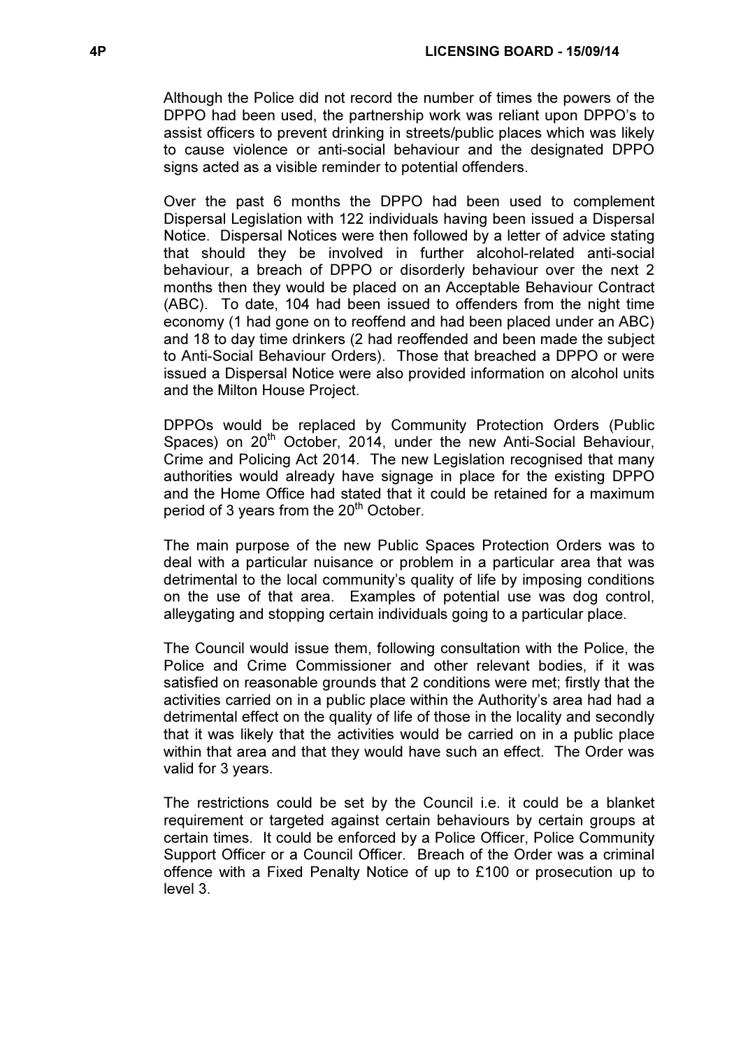Although the Police did not record the number of times the powers of the DPPO had been used, the partnership work was reliant upon DPPO's to assist officers to prevent drinking in streets/public places which was likely to cause violence or anti-social behaviour and the designated DPPO signs acted as a visible reminder to potential offenders.

Over the past 6 months the DPPO had been used to complement Dispersal Legislation with 122 individuals having been issued a Dispersal Notice. Dispersal Notices were then followed by a letter of advice stating that should they be involved in further alcohol-related anti-social behaviour, a breach of DPPO or disorderly behaviour over the next 2 months then they would be placed on an Acceptable Behaviour Contract (ABC). To date, 104 had been issued to offenders from the night time economy (1 had gone on to reoffend and had been placed under an ABC) and 18 to day time drinkers (2 had reoffended and been made the subject to Anti-Social Behaviour Orders). Those that breached a DPPO or were issued a Dispersal Notice were also provided information on alcohol units and the Milton House Project.

DPPOs would be replaced by Community Protection Orders (Public Spaces) on 20th October, 2014, under the new Anti-Social Behaviour, Crime and Policing Act 2014. The new Legislation recognised that many authorities would already have signage in place for the existing DPPO and the Home Office had stated that it could be retained for a maximum period of 3 years from the 20th October.

The main purpose of the new Public Spaces Protection Orders was to deal with a particular nuisance or problem in a particular area that was detrimental to the local community's quality of life by imposing conditions on the use of that area. Examples of potential use was dog control, alleygating and stopping certain individuals going to a particular place.

The Council would issue them, following consultation with the Police, the Police and Crime Commissioner and other relevant bodies, if it was satisfied on reasonable grounds that 2 conditions were met; firstly that the activities carried on in a public place within the Authority's area had had a detrimental effect on the quality of life of those in the locality and secondly that it was likely that the activities would be carried on in a public place within that area and that they would have such an effect. The Order was valid for 3 years.

The restrictions could be set by the Council i.e. it could be a blanket requirement or targeted against certain behaviours by certain groups at certain times. It could be enforced by a Police Officer, Police Community Support Officer or a Council Officer. Breach of the Order was a criminal offence with a Fixed Penalty Notice of up to £100 or prosecution up to level 3.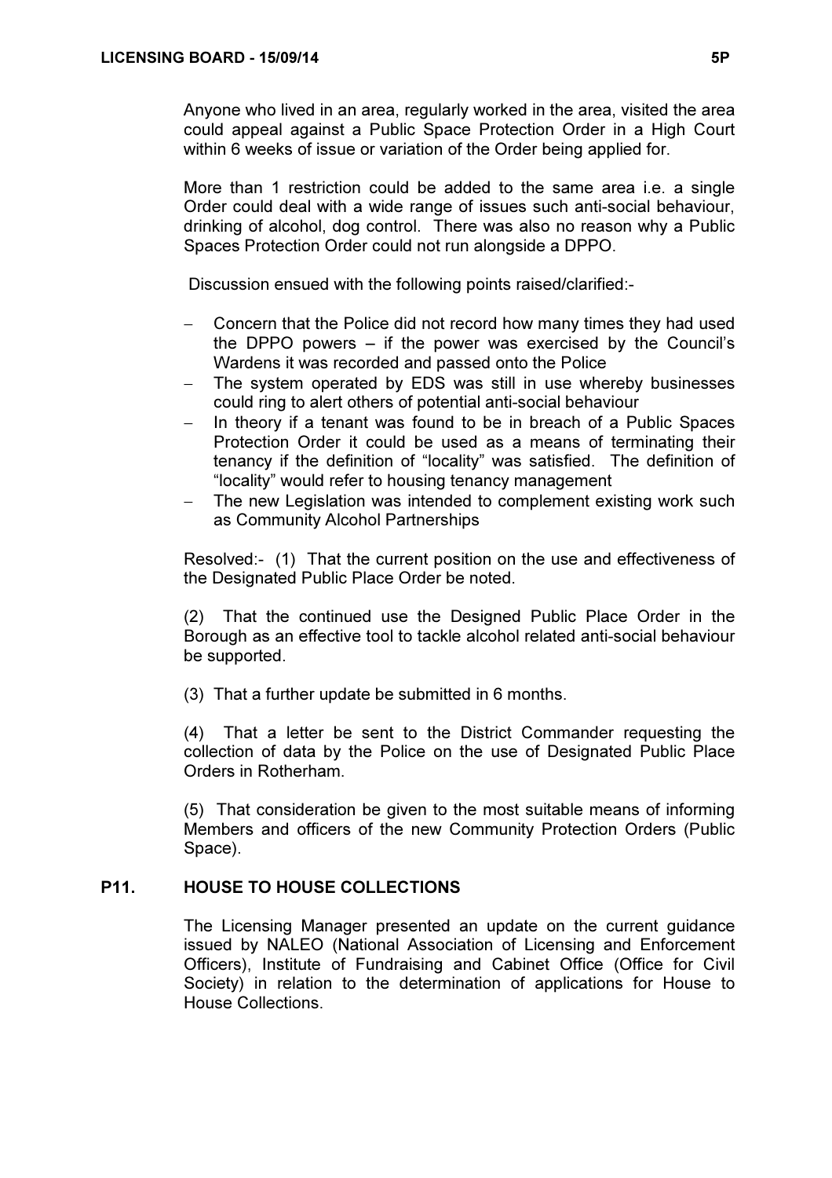Anyone who lived in an area, regularly worked in the area, visited the area could appeal against a Public Space Protection Order in a High Court within 6 weeks of issue or variation of the Order being applied for.

More than 1 restriction could be added to the same area i.e. a single Order could deal with a wide range of issues such anti-social behaviour, drinking of alcohol, dog control. There was also no reason why a Public Spaces Protection Order could not run alongside a DPPO.

Discussion ensued with the following points raised/clarified:-

- Concern that the Police did not record how many times they had used the DPPO powers – if the power was exercised by the Council's Wardens it was recorded and passed onto the Police
- The system operated by EDS was still in use whereby businesses could ring to alert others of potential anti-social behaviour
- In theory if a tenant was found to be in breach of a Public Spaces Protection Order it could be used as a means of terminating their tenancy if the definition of "locality" was satisfied. The definition of "locality" would refer to housing tenancy management
- The new Legislation was intended to complement existing work such as Community Alcohol Partnerships

Resolved:- (1) That the current position on the use and effectiveness of the Designated Public Place Order be noted.

(2) That the continued use the Designed Public Place Order in the Borough as an effective tool to tackle alcohol related anti-social behaviour be supported.

(3) That a further update be submitted in 6 months.

(4) That a letter be sent to the District Commander requesting the collection of data by the Police on the use of Designated Public Place Orders in Rotherham.

(5) That consideration be given to the most suitable means of informing Members and officers of the new Community Protection Orders (Public Space).

## P11. HOUSE TO HOUSE COLLECTIONS

The Licensing Manager presented an update on the current guidance issued by NALEO (National Association of Licensing and Enforcement Officers), Institute of Fundraising and Cabinet Office (Office for Civil Society) in relation to the determination of applications for House to House Collections.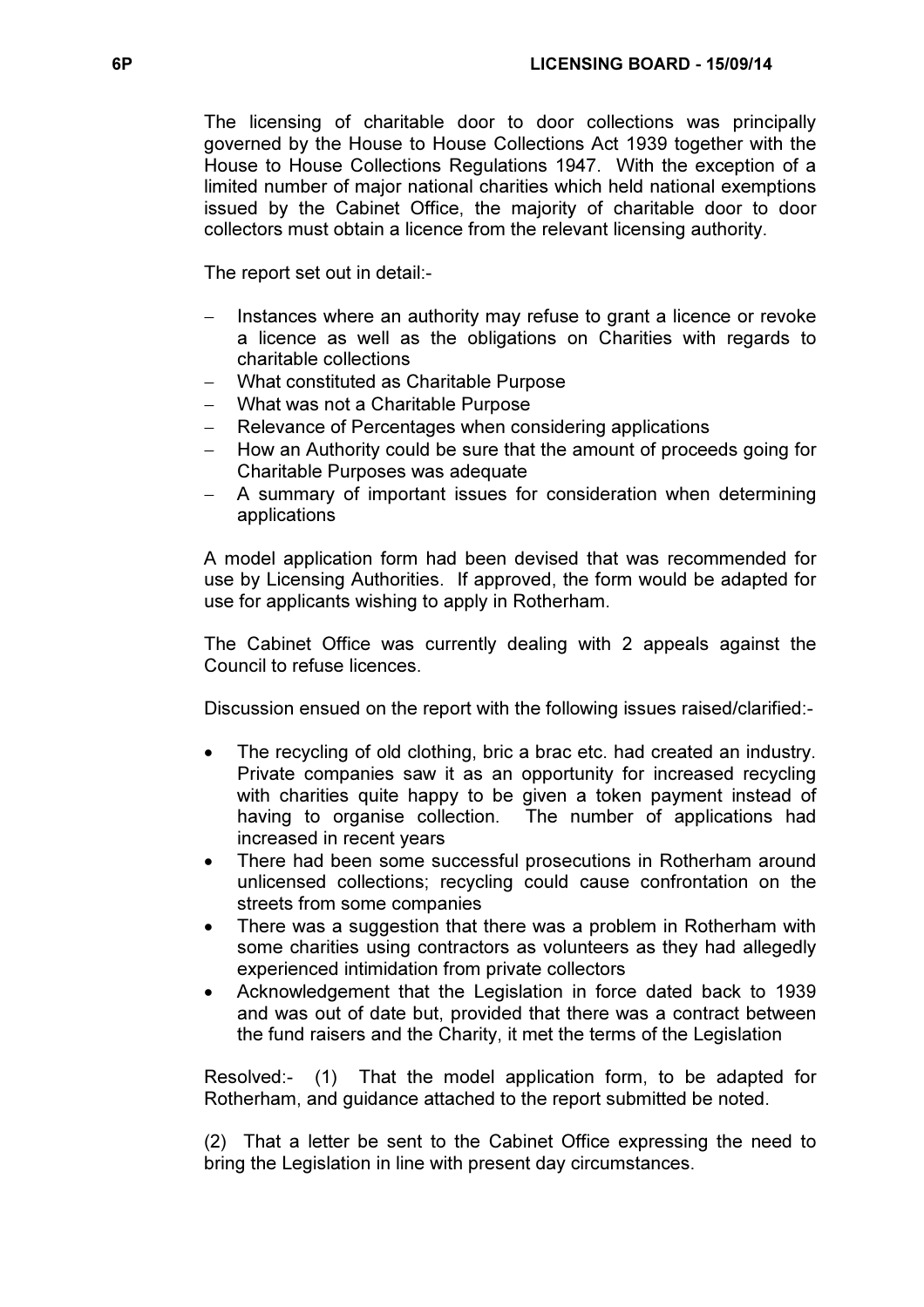The licensing of charitable door to door collections was principally governed by the House to House Collections Act 1939 together with the House to House Collections Regulations 1947. With the exception of a limited number of major national charities which held national exemptions issued by the Cabinet Office, the majority of charitable door to door collectors must obtain a licence from the relevant licensing authority.

The report set out in detail:-

- Instances where an authority may refuse to grant a licence or revoke a licence as well as the obligations on Charities with regards to charitable collections
- What constituted as Charitable Purpose
- What was not a Charitable Purpose
- Relevance of Percentages when considering applications
- How an Authority could be sure that the amount of proceeds going for Charitable Purposes was adequate
- A summary of important issues for consideration when determining applications

A model application form had been devised that was recommended for use by Licensing Authorities. If approved, the form would be adapted for use for applicants wishing to apply in Rotherham.

The Cabinet Office was currently dealing with 2 appeals against the Council to refuse licences.

Discussion ensued on the report with the following issues raised/clarified:-

- The recycling of old clothing, bric a brac etc. had created an industry. Private companies saw it as an opportunity for increased recycling with charities quite happy to be given a token payment instead of having to organise collection. The number of applications had increased in recent years
- There had been some successful prosecutions in Rotherham around unlicensed collections; recycling could cause confrontation on the streets from some companies
- There was a suggestion that there was a problem in Rotherham with some charities using contractors as volunteers as they had allegedly experienced intimidation from private collectors
- Acknowledgement that the Legislation in force dated back to 1939 and was out of date but, provided that there was a contract between the fund raisers and the Charity, it met the terms of the Legislation

Resolved:- (1) That the model application form, to be adapted for Rotherham, and guidance attached to the report submitted be noted.

(2) That a letter be sent to the Cabinet Office expressing the need to bring the Legislation in line with present day circumstances.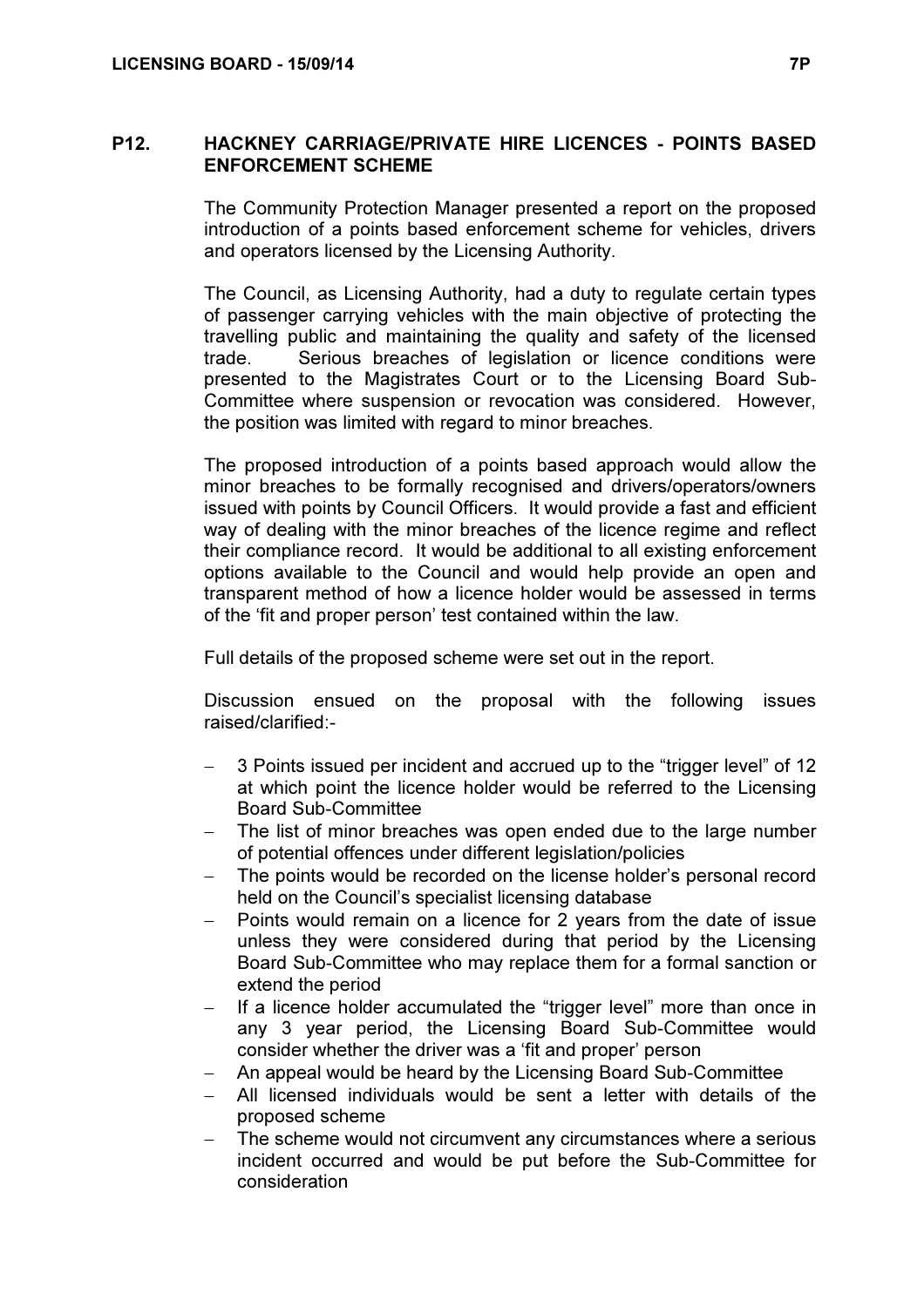## P12. HACKNEY CARRIAGE/PRIVATE HIRE LICENCES - POINTS BASED ENFORCEMENT SCHEME

The Community Protection Manager presented a report on the proposed introduction of a points based enforcement scheme for vehicles, drivers and operators licensed by the Licensing Authority.

The Council, as Licensing Authority, had a duty to regulate certain types of passenger carrying vehicles with the main objective of protecting the travelling public and maintaining the quality and safety of the licensed trade. Serious breaches of legislation or licence conditions were presented to the Magistrates Court or to the Licensing Board Sub-Committee where suspension or revocation was considered. However, the position was limited with regard to minor breaches.

The proposed introduction of a points based approach would allow the minor breaches to be formally recognised and drivers/operators/owners issued with points by Council Officers. It would provide a fast and efficient way of dealing with the minor breaches of the licence regime and reflect their compliance record. It would be additional to all existing enforcement options available to the Council and would help provide an open and transparent method of how a licence holder would be assessed in terms of the 'fit and proper person' test contained within the law.

Full details of the proposed scheme were set out in the report.

Discussion ensued on the proposal with the following issues raised/clarified:-

- 3 Points issued per incident and accrued up to the "trigger level" of 12 at which point the licence holder would be referred to the Licensing Board Sub-Committee
- The list of minor breaches was open ended due to the large number of potential offences under different legislation/policies
- The points would be recorded on the license holder's personal record held on the Council's specialist licensing database
- Points would remain on a licence for 2 years from the date of issue unless they were considered during that period by the Licensing Board Sub-Committee who may replace them for a formal sanction or extend the period
- If a licence holder accumulated the "trigger level" more than once in any 3 year period, the Licensing Board Sub-Committee would consider whether the driver was a 'fit and proper' person
- An appeal would be heard by the Licensing Board Sub-Committee
- All licensed individuals would be sent a letter with details of the proposed scheme
- The scheme would not circumvent any circumstances where a serious incident occurred and would be put before the Sub-Committee for consideration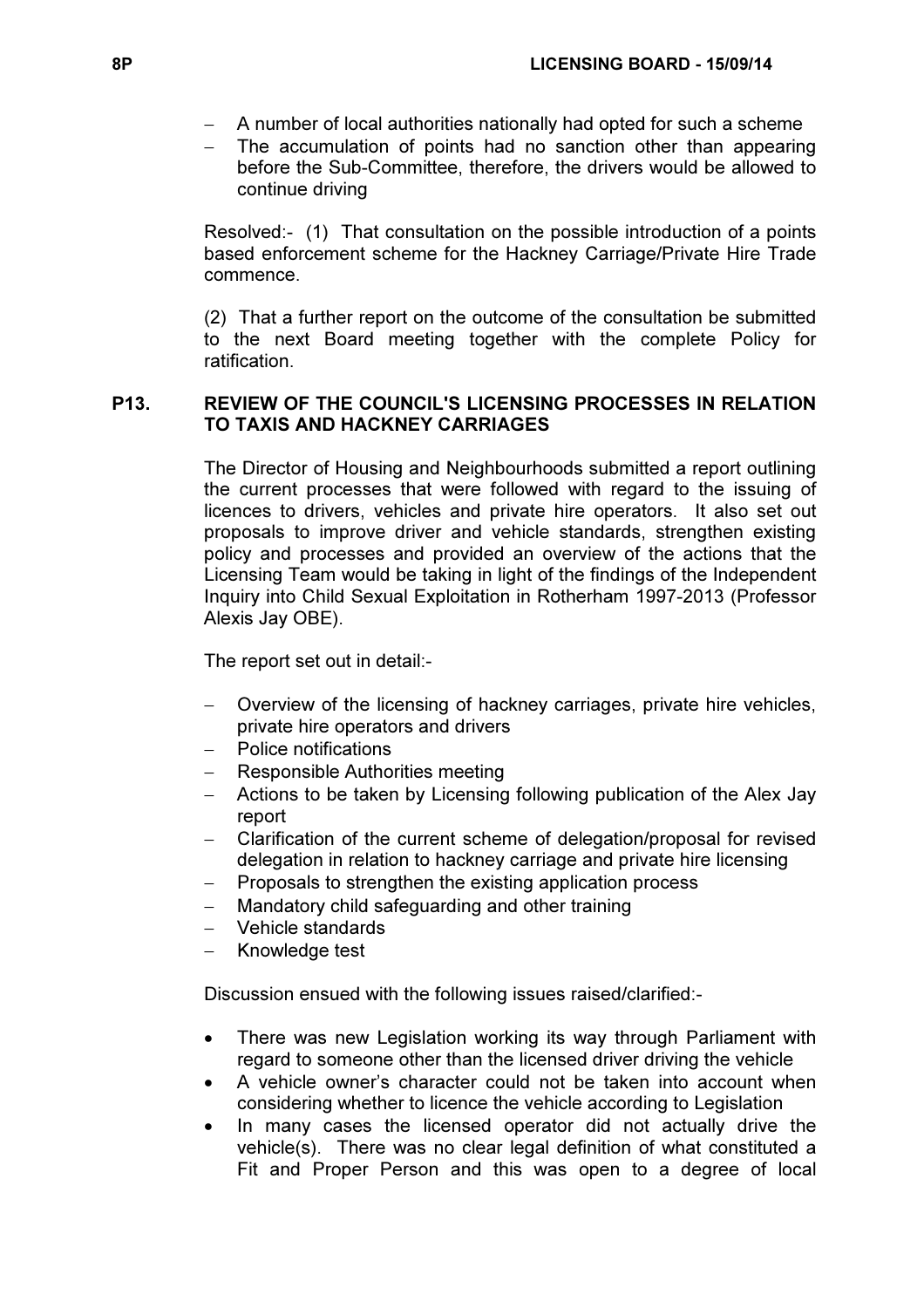- A number of local authorities nationally had opted for such a scheme
- The accumulation of points had no sanction other than appearing before the Sub-Committee, therefore, the drivers would be allowed to continue driving

Resolved:- (1) That consultation on the possible introduction of a points based enforcement scheme for the Hackney Carriage/Private Hire Trade commence.

(2) That a further report on the outcome of the consultation be submitted to the next Board meeting together with the complete Policy for ratification.

### P13. REVIEW OF THE COUNCIL'S LICENSING PROCESSES IN RELATION TO TAXIS AND HACKNEY CARRIAGES

The Director of Housing and Neighbourhoods submitted a report outlining the current processes that were followed with regard to the issuing of licences to drivers, vehicles and private hire operators. It also set out proposals to improve driver and vehicle standards, strengthen existing policy and processes and provided an overview of the actions that the Licensing Team would be taking in light of the findings of the Independent Inquiry into Child Sexual Exploitation in Rotherham 1997-2013 (Professor Alexis Jay OBE).

The report set out in detail:-

- Overview of the licensing of hackney carriages, private hire vehicles, private hire operators and drivers
- Police notifications
- Responsible Authorities meeting
- Actions to be taken by Licensing following publication of the Alex Jay report
- Clarification of the current scheme of delegation/proposal for revised delegation in relation to hackney carriage and private hire licensing
- Proposals to strengthen the existing application process
- Mandatory child safeguarding and other training
- Vehicle standards
- Knowledge test

Discussion ensued with the following issues raised/clarified:-

- There was new Legislation working its way through Parliament with regard to someone other than the licensed driver driving the vehicle
- A vehicle owner's character could not be taken into account when considering whether to licence the vehicle according to Legislation
- In many cases the licensed operator did not actually drive the vehicle(s). There was no clear legal definition of what constituted a Fit and Proper Person and this was open to a degree of local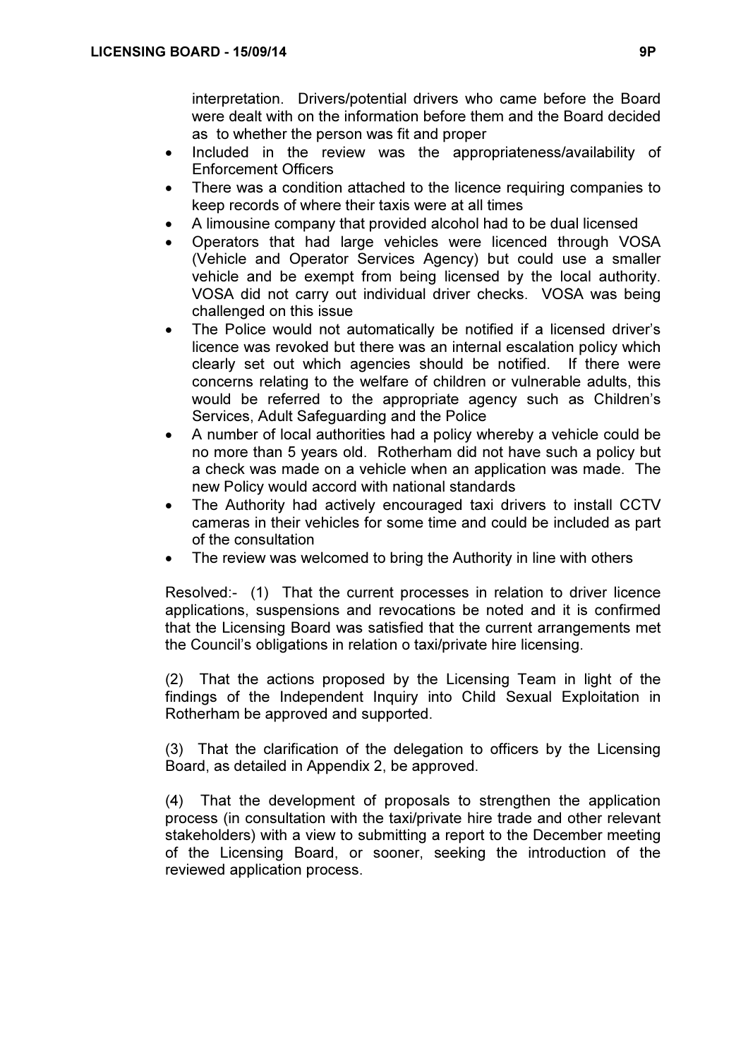interpretation. Drivers/potential drivers who came before the Board were dealt with on the information before them and the Board decided as to whether the person was fit and proper

- Included in the review was the appropriateness/availability of Enforcement Officers
- There was a condition attached to the licence requiring companies to keep records of where their taxis were at all times
- A limousine company that provided alcohol had to be dual licensed
- Operators that had large vehicles were licenced through VOSA (Vehicle and Operator Services Agency) but could use a smaller vehicle and be exempt from being licensed by the local authority. VOSA did not carry out individual driver checks. VOSA was being challenged on this issue
- The Police would not automatically be notified if a licensed driver's licence was revoked but there was an internal escalation policy which clearly set out which agencies should be notified. If there were concerns relating to the welfare of children or vulnerable adults, this would be referred to the appropriate agency such as Children's Services, Adult Safeguarding and the Police
- A number of local authorities had a policy whereby a vehicle could be no more than 5 years old. Rotherham did not have such a policy but a check was made on a vehicle when an application was made. The new Policy would accord with national standards
- The Authority had actively encouraged taxi drivers to install CCTV cameras in their vehicles for some time and could be included as part of the consultation
- The review was welcomed to bring the Authority in line with others

Resolved:- (1) That the current processes in relation to driver licence applications, suspensions and revocations be noted and it is confirmed that the Licensing Board was satisfied that the current arrangements met the Council's obligations in relation o taxi/private hire licensing.

(2) That the actions proposed by the Licensing Team in light of the findings of the Independent Inquiry into Child Sexual Exploitation in Rotherham be approved and supported.

(3) That the clarification of the delegation to officers by the Licensing Board, as detailed in Appendix 2, be approved.

(4) That the development of proposals to strengthen the application process (in consultation with the taxi/private hire trade and other relevant stakeholders) with a view to submitting a report to the December meeting of the Licensing Board, or sooner, seeking the introduction of the reviewed application process.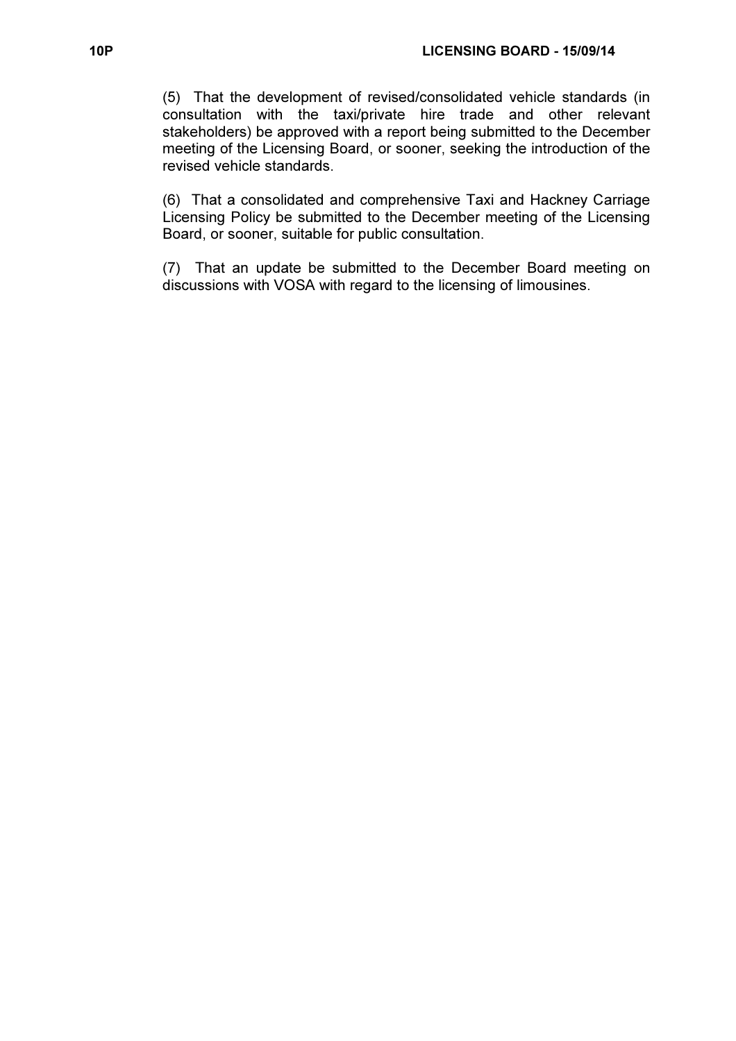(5) That the development of revised/consolidated vehicle standards (in consultation with the taxi/private hire trade and other relevant stakeholders) be approved with a report being submitted to the December meeting of the Licensing Board, or sooner, seeking the introduction of the revised vehicle standards.

(6) That a consolidated and comprehensive Taxi and Hackney Carriage Licensing Policy be submitted to the December meeting of the Licensing Board, or sooner, suitable for public consultation.

(7) That an update be submitted to the December Board meeting on discussions with VOSA with regard to the licensing of limousines.